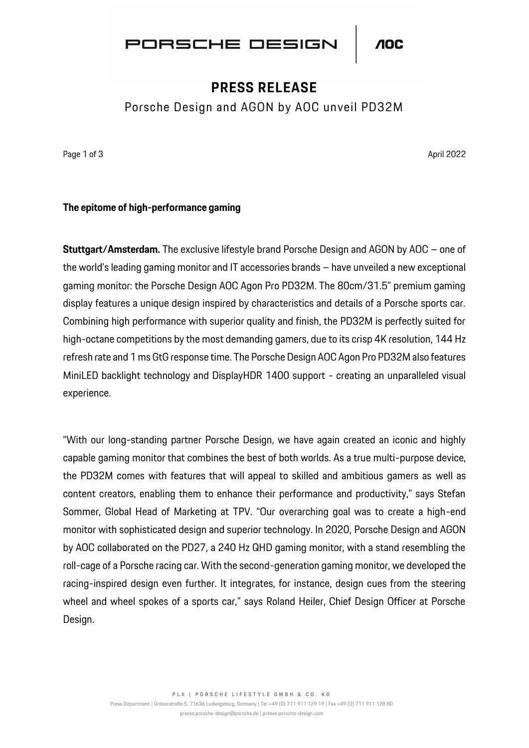# PRESS RELEASE

Porsche Design and AGON by AOC unveil PD32M

April 2022

**The epitome of high-performance gaming**

**Stuttgart/Amsterdam.** The exclusive lifestyle brand Porsche Design and AGON by AOC – one of the world's leading gaming monitor and IT accessories brands – have unveiled a new exceptional gaming monitor: the Porsche Design AOC Agon Pro PD32M. The 80cm/31.5" premium gaming display features a unique design inspired by characteristics and details of a Porsche sports car. Combining high performance with superior quality and finish, the PD32M is perfectly suited for high-octane competitions by the most demanding gamers, due to its crisp 4K resolution, 144 Hz refresh rate and 1 ms GtG response time. The Porsche Design AOC Agon Pro PD32M also features MiniLED backlight technology and DisplayHDR 1400 support - creating an unparalleled visual experience.

"With our long-standing partner Porsche Design, we have again created an iconic and highly capable gaming monitor that combines the best of both worlds. As a true multi-purpose device, the PD32M comes with features that will appeal to skilled and ambitious gamers as well as content creators, enabling them to enhance their performance and productivity," says Stefan Sommer, Global Head of Marketing at TPV. "Our overarching goal was to create a high-end monitor with sophisticated design and superior technology. In 2020, Porsche Design and AGON by AOC collaborated on the PD27, a 240 Hz QHD gaming monitor, with a stand resembling the roll-cage of a Porsche racing car. With the second-generation gaming monitor, we developed the racing-inspired design even further. It integrates, for instance, design cues from the steering wheel and wheel spokes of a sports car," says Roland Heiler, Chief Design Officer at Porsche Design.

PLX | PORSCHE LIFESTYLE GMBH & CO. KG

Press Department | Grönerstraße 5, 71636 Ludwigsburg, Germany | Tel +49 (0) 711 911 129 19 | Fax +49 (0) 711 911 128 80

presse.porsche-design@porsche.de | presse.porsche-design.com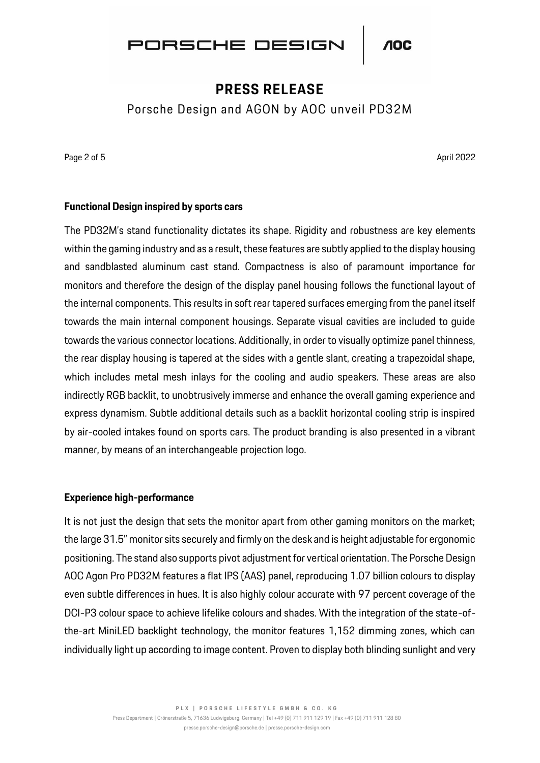## Functional Design inspired by sports cars

The PD32M's stand functionality dictates its shape. Rigidity and robustness are key elements within the gaming industry and as a result, these features are subtly applied to the display housing and sandblasted aluminum cast stand. Compactness is also of paramount importance for monitors and therefore the design of the display panel housing follows the functional layout of the internal components. This results in soft rear tapered surfaces emerging from the panel itself towards the main internal component housings. Separate visual cavities are included to guide towards the various connector locations. Additionally, in order to visually optimize panel thinness, the rear display housing is tapered at the sides with a gentle slant, creating a trapezoidal shape, which includes metal mesh inlays for the cooling and audio speakers. These areas are also indirectly RGB backlit, to unobtrusively immerse and enhance the overall gaming experience and express dynamism. Subtle additional details such as a backlit horizontal cooling strip is inspired by air-cooled intakes found on sports cars. The product branding is also presented in a vibrant manner, by means of an interchangeable projection logo.

## Experience high-performance

It is not just the design that sets the monitor apart from other gaming monitors on the market; the large 31.5" monitor sits securely and firmly on the desk and is height adjustable for ergonomic positioning. The stand also supports pivot adjustment for vertical orientation. The Porsche Design AOC Agon Pro PD32M features a flat IPS (AAS) panel, reproducing 1.07 billion colours to display even subtle differences in hues. It is also highly colour accurate with 97 percent coverage of the DCI-P3 colour space to achieve lifelike colours and shades. With the integration of the state-of-the-art MiniLED backlight technology, the monitor features 1,152 dimming zones, which can individually light up according to image content. Proven to display both blinding sunlight and very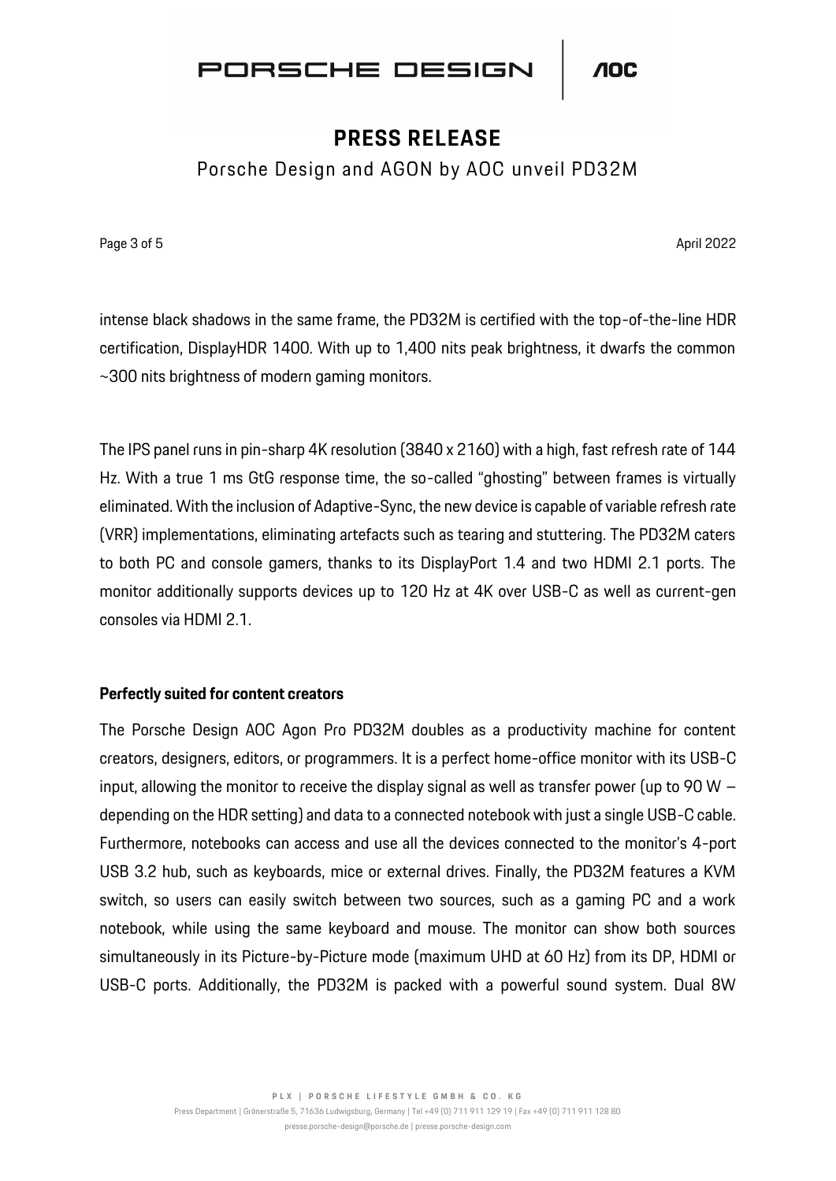intense black shadows in the same frame, the PD32M is certified with the top-of-the-line HDR certification, DisplayHDR 1400. With up to 1,400 nits peak brightness, it dwarfs the common ~300 nits brightness of modern gaming monitors.

The IPS panel runs in pin-sharp 4K resolution (3840 x 2160) with a high, fast refresh rate of 144 Hz. With a true 1 ms GtG response time, the so-called "ghosting" between frames is virtually eliminated. With the inclusion of Adaptive-Sync, the new device is capable of variable refresh rate (VRR) implementations, eliminating artefacts such as tearing and stuttering. The PD32M caters to both PC and console gamers, thanks to its DisplayPort 1.4 and two HDMI 2.1 ports. The monitor additionally supports devices up to 120 Hz at 4K over USB-C as well as current-gen consoles via HDMI 2.1.

**Perfectly suited for content creators**

The Porsche Design AOC Agon Pro PD32M doubles as a productivity machine for content creators, designers, editors, or programmers. It is a perfect home-office monitor with its USB-C input, allowing the monitor to receive the display signal as well as transfer power (up to 90 W – depending on the HDR setting) and data to a connected notebook with just a single USB-C cable. Furthermore, notebooks can access and use all the devices connected to the monitor's 4-port USB 3.2 hub, such as keyboards, mice or external drives. Finally, the PD32M features a KVM switch, so users can easily switch between two sources, such as a gaming PC and a work notebook, while using the same keyboard and mouse. The monitor can show both sources simultaneously in its Picture-by-Picture mode (maximum UHD at 60 Hz) from its DP, HDMI or USB-C ports. Additionally, the PD32M is packed with a powerful sound system. Dual 8W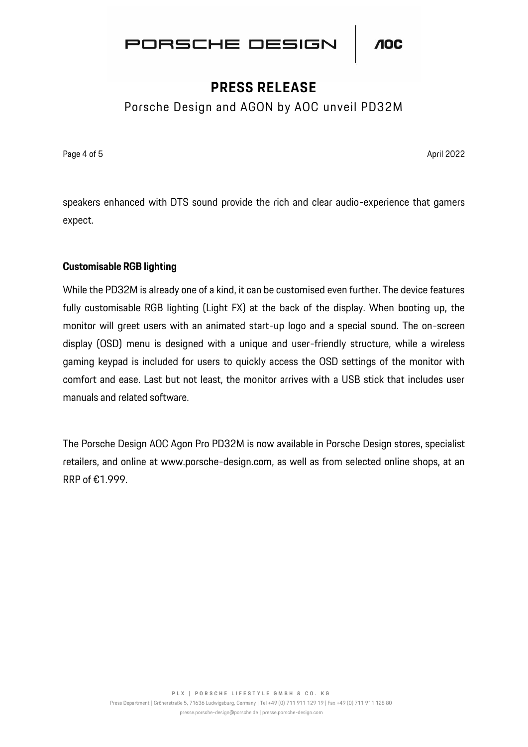speakers enhanced with DTS sound provide the rich and clear audio-experience that gamers expect.

**Customisable RGB lighting**

While the PD32M is already one of a kind, it can be customised even further. The device features fully customisable RGB lighting (Light FX) at the back of the display. When booting up, the monitor will greet users with an animated start-up logo and a special sound. The on-screen display (OSD) menu is designed with a unique and user-friendly structure, while a wireless gaming keypad is included for users to quickly access the OSD settings of the monitor with comfort and ease. Last but not least, the monitor arrives with a USB stick that includes user manuals and related software.

The Porsche Design AOC Agon Pro PD32M is now available in Porsche Design stores, specialist retailers, and online at www.porsche-design.com, as well as from selected online shops, at an RRP of €1.999.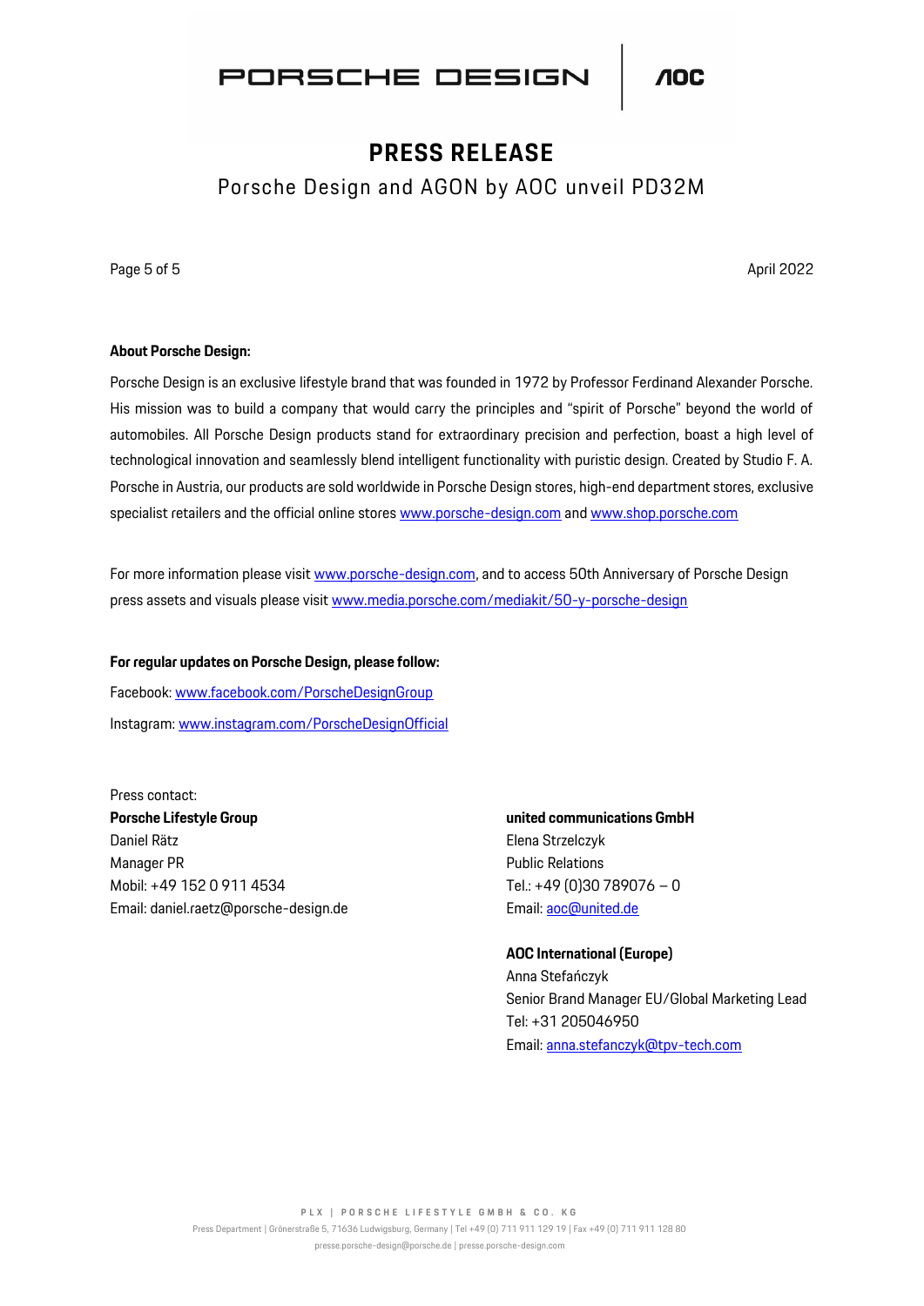**About Porsche Design:**

Porsche Design is an exclusive lifestyle brand that was founded in 1972 by Professor Ferdinand Alexander Porsche. His mission was to build a company that would carry the principles and "spirit of Porsche" beyond the world of automobiles. All Porsche Design products stand for extraordinary precision and perfection, boast a high level of technological innovation and seamlessly blend intelligent functionality with puristic design. Created by Studio F. A. Porsche in Austria, our products are sold worldwide in Porsche Design stores, high-end department stores, exclusive specialist retailers and the official online stores www.porsche-design.com and www.shop.porsche.com

For more information please visit www.porsche-design.com, and to access 50th Anniversary of Porsche Design press assets and visuals please visit www.media.porsche.com/mediakit/50-y-porsche-design

**For regular updates on Porsche Design, please follow:**

Facebook: www.facebook.com/PorscheDesignGroup

Instagram: www.instagram.com/PorscheDesignOfficial

Press contact:

**Porsche Lifestyle Group**
Daniel Rätz
Manager PR
Mobil: +49 152 0 911 4534
Email: daniel.raetz@porsche-design.de

**united communications GmbH**
Elena Strzelczyk
Public Relations
Tel.: +49 (0)30 789076 – 0
Email: aoc@united.de

**AOC International (Europe)**
Anna Stefańczyk
Senior Brand Manager EU/Global Marketing Lead
Tel: +31 205046950
Email: anna.stefanczyk@tpv-tech.com